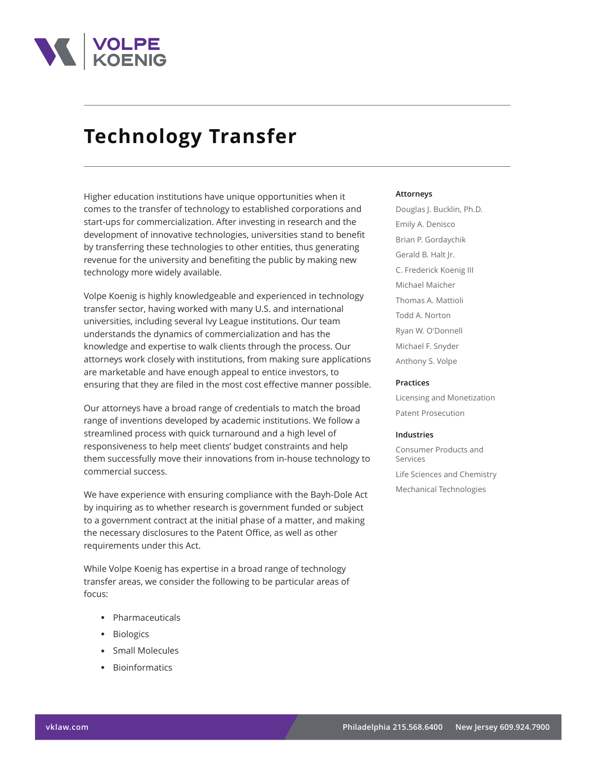# Technology Transfer

Higher education institutions have unique opportunities when it comes to the transfer of technology to established corporations and start-ups for commercialization. After investing in research and the development of innovative technologies, universities stand to benefit by transferring these technologies to other entities, thus generating revenue for the university and benefiting the public by making new technology more widely available.

Volpe Koenig is highly knowledgeable and experienced in technology transfer sector, having worked with many U.S. and international universities, including several Ivy League institutions. Our team understands the dynamics of commercialization and has the knowledge and expertise to walk clients through the process. Our attorneys work closely with institutions, from making sure applications are marketable and have enough appeal to entice investors, to ensuring that they are filed in the most cost effective manner possible.

Our attorneys have a broad range of credentials to match the broad range of inventions developed by academic institutions. We follow a streamlined process with quick turnaround and a high level of responsiveness to help meet clients' budget constraints and help them successfully move their innovations from in-house technology to commercial success.

We have experience with ensuring compliance with the Bayh-Dole Act by inquiring as to whether research is government funded or subject to a government contract at the initial phase of a matter, and making the necessary disclosures to the Patent Office, as well as other requirements under this Act.

While Volpe Koenig has expertise in a broad range of technology transfer areas, we consider the following to be particular areas of focus:

- Pharmaceuticals
- Biologics
- Small Molecules
- Bioinformatics

### Attorneys

Douglas J. Bucklin, Ph.D.
Emily A. Denisco
Brian P. Gordaychik
Gerald B. Halt Jr.
C. Frederick Koenig III
Michael Maicher
Thomas A. Mattioli
Todd A. Norton
Ryan W. O'Donnell
Michael F. Snyder
Anthony S. Volpe

### Practices

Licensing and Monetization
Patent Prosecution

### Industries

Consumer Products and Services
Life Sciences and Chemistry
Mechanical Technologies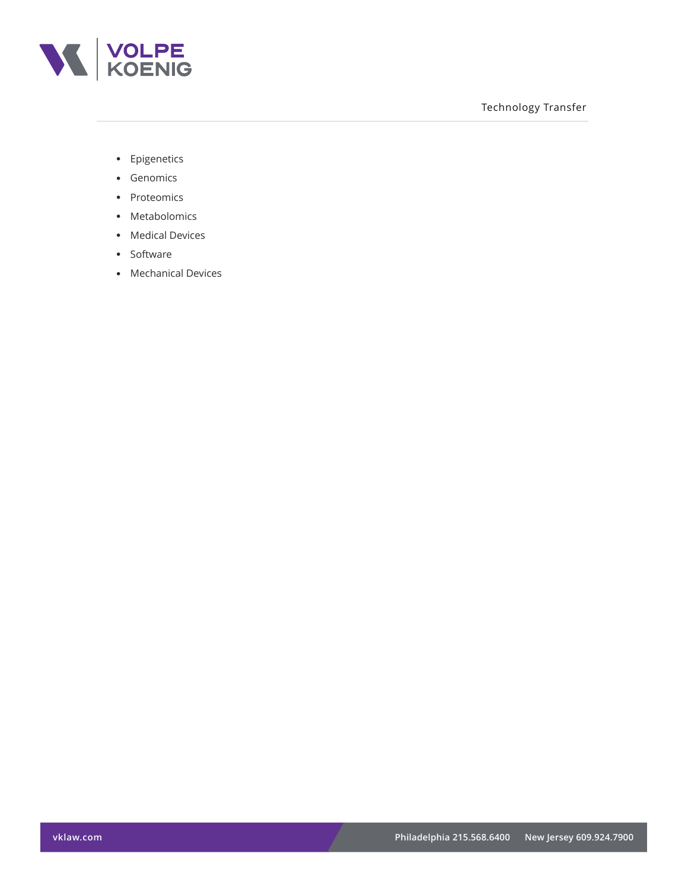- Epigenetics
- Genomics
- Proteomics
- Metabolomics
- Medical Devices
- Software
- Mechanical Devices